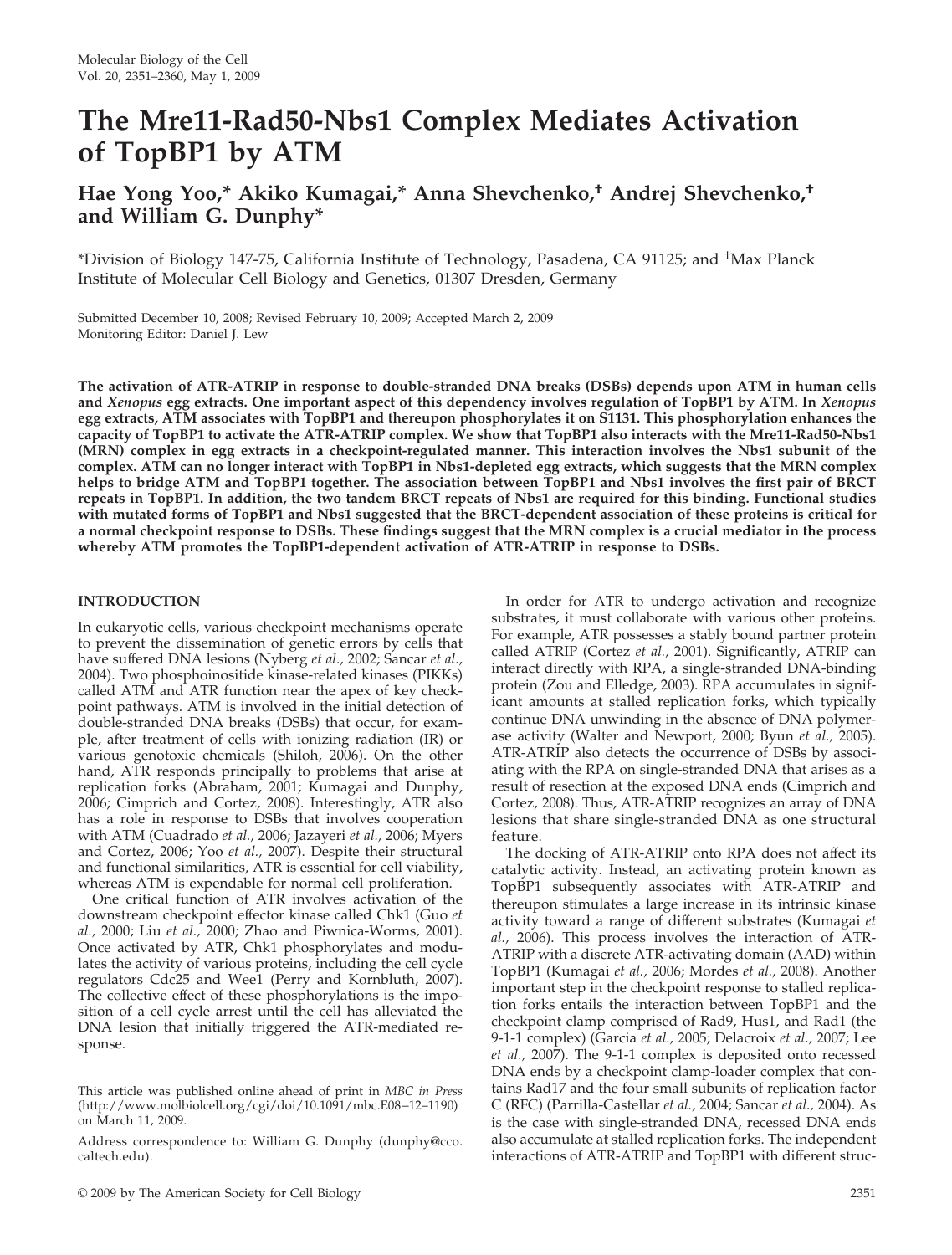# The Mre11-Rad50-Nbs1 Complex Mediates Activation of TopBP1 by ATM

**Hae Yong Yoo,* Akiko Kumagai,* Anna Shevchenko,† Andrej Shevchenko,† and William G. Dunphy***

*Division of Biology 147-75, California Institute of Technology, Pasadena, CA 91125; and †Max Planck Institute of Molecular Cell Biology and Genetics, 01307 Dresden, Germany

Submitted December 10, 2008; Revised February 10, 2009; Accepted March 2, 2009
Monitoring Editor: Daniel J. Lew

**The activation of ATR-ATRIP in response to double-stranded DNA breaks (DSBs) depends upon ATM in human cells and *Xenopus* egg extracts. One important aspect of this dependency involves regulation of TopBP1 by ATM. In *Xenopus* egg extracts, ATM associates with TopBP1 and thereupon phosphorylates it on S1131. This phosphorylation enhances the capacity of TopBP1 to activate the ATR-ATRIP complex. We show that TopBP1 also interacts with the Mre11-Rad50-Nbs1 (MRN) complex in egg extracts in a checkpoint-regulated manner. This interaction involves the Nbs1 subunit of the complex. ATM can no longer interact with TopBP1 in Nbs1-depleted egg extracts, which suggests that the MRN complex helps to bridge ATM and TopBP1 together. The association between TopBP1 and Nbs1 involves the first pair of BRCT repeats in TopBP1. In addition, the two tandem BRCT repeats of Nbs1 are required for this binding. Functional studies with mutated forms of TopBP1 and Nbs1 suggested that the BRCT-dependent association of these proteins is critical for a normal checkpoint response to DSBs. These findings suggest that the MRN complex is a crucial mediator in the process whereby ATM promotes the TopBP1-dependent activation of ATR-ATRIP in response to DSBs.**

## INTRODUCTION

In eukaryotic cells, various checkpoint mechanisms operate to prevent the dissemination of genetic errors by cells that have suffered DNA lesions (Nyberg *et al.*, 2002; Sancar *et al.*, 2004). Two phosphoinositide kinase-related kinases (PIKKs) called ATM and ATR function near the apex of key checkpoint pathways. ATM is involved in the initial detection of double-stranded DNA breaks (DSBs) that occur, for example, after treatment of cells with ionizing radiation (IR) or various genotoxic chemicals (Shiloh, 2006). On the other hand, ATR responds principally to problems that arise at replication forks (Abraham, 2001; Kumagai and Dunphy, 2006; Cimprich and Cortez, 2008). Interestingly, ATR also has a role in response to DSBs that involves cooperation with ATM (Cuadrado *et al.*, 2006; Jazayeri *et al.*, 2006; Myers and Cortez, 2006; Yoo *et al.*, 2007). Despite their structural and functional similarities, ATR is essential for cell viability, whereas ATM is expendable for normal cell proliferation.

One critical function of ATR involves activation of the downstream checkpoint effector kinase called Chk1 (Guo *et al.*, 2000; Liu *et al.*, 2000; Zhao and Piwnica-Worms, 2001). Once activated by ATR, Chk1 phosphorylates and modulates the activity of various proteins, including the cell cycle regulators Cdc25 and Wee1 (Perry and Kornbluth, 2007). The collective effect of these phosphorylations is the imposition of a cell cycle arrest until the cell has alleviated the DNA lesion that initially triggered the ATR-mediated response.

In order for ATR to undergo activation and recognize substrates, it must collaborate with various other proteins. For example, ATR possesses a stably bound partner protein called ATRIP (Cortez *et al.*, 2001). Significantly, ATRIP can interact directly with RPA, a single-stranded DNA-binding protein (Zou and Elledge, 2003). RPA accumulates in significant amounts at stalled replication forks, which typically continue DNA unwinding in the absence of DNA polymerase activity (Walter and Newport, 2000; Byun *et al.*, 2005). ATR-ATRIP also detects the occurrence of DSBs by associating with the RPA on single-stranded DNA that arises as a result of resection at the exposed DNA ends (Cimprich and Cortez, 2008). Thus, ATR-ATRIP recognizes an array of DNA lesions that share single-stranded DNA as one structural feature.

The docking of ATR-ATRIP onto RPA does not affect its catalytic activity. Instead, an activating protein known as TopBP1 subsequently associates with ATR-ATRIP and thereupon stimulates a large increase in its intrinsic kinase activity toward a range of different substrates (Kumagai *et al.*, 2006). This process involves the interaction of ATR-ATRIP with a discrete ATR-activating domain (AAD) within TopBP1 (Kumagai *et al.*, 2006; Mordes *et al.*, 2008). Another important step in the checkpoint response to stalled replication forks entails the interaction between TopBP1 and the checkpoint clamp comprised of Rad9, Hus1, and Rad1 (the 9-1-1 complex) (Garcia *et al.*, 2005; Delacroix *et al.*, 2007; Lee *et al.*, 2007). The 9-1-1 complex is deposited onto recessed DNA ends by a checkpoint clamp-loader complex that contains Rad17 and the four small subunits of replication factor C (RFC) (Parrilla-Castellar *et al.*, 2004; Sancar *et al.*, 2004). As is the case with single-stranded DNA, recessed DNA ends also accumulate at stalled replication forks. The independent interactions of ATR-ATRIP and TopBP1 with different struc-

This article was published online ahead of print in *MBC in Press* (http://www.molbiolcell.org/cgi/doi/10.1091/mbc.E08–12–1190) on March 11, 2009.

Address correspondence to: William G. Dunphy (dunphy@cco.caltech.edu).

© 2009 by The American Society for Cell Biology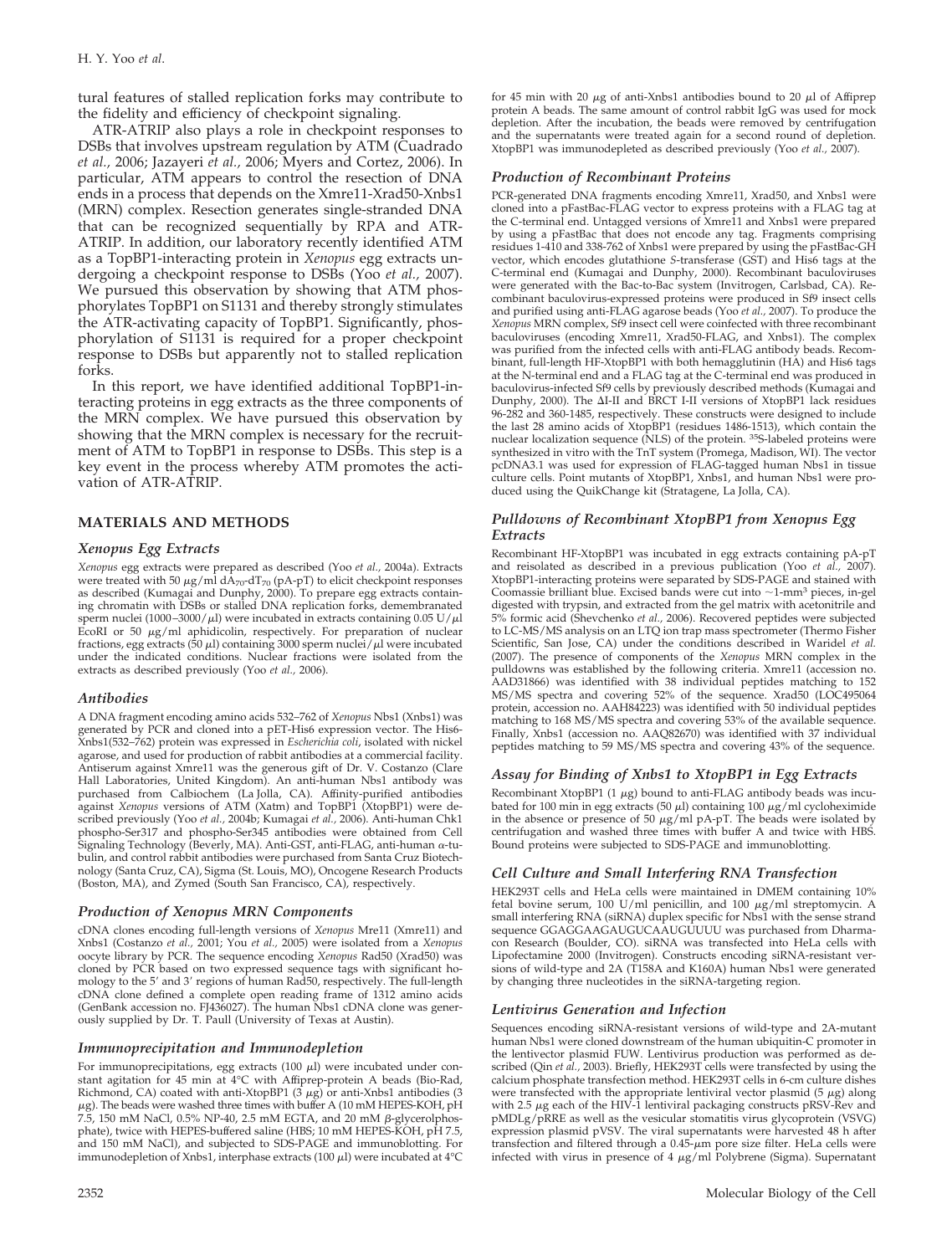tural features of stalled replication forks may contribute to the fidelity and efficiency of checkpoint signaling.

ATR-ATRIP also plays a role in checkpoint responses to DSBs that involves upstream regulation by ATM (Cuadrado *et al.,* 2006; Jazayeri *et al.,* 2006; Myers and Cortez, 2006). In particular, ATM appears to control the resection of DNA ends in a process that depends on the Xmre11-Xrad50-Xnbs1 (MRN) complex. Resection generates single-stranded DNA that can be recognized sequentially by RPA and ATR-ATRIP. In addition, our laboratory recently identified ATM as a TopBP1-interacting protein in *Xenopus* egg extracts undergoing a checkpoint response to DSBs (Yoo *et al.,* 2007). We pursued this observation by showing that ATM phosphorylates TopBP1 on S1131 and thereby strongly stimulates the ATR-activating capacity of TopBP1. Significantly, phosphorylation of S1131 is required for a proper checkpoint response to DSBs but apparently not to stalled replication forks.

In this report, we have identified additional TopBP1-interacting proteins in egg extracts as the three components of the MRN complex. We have pursued this observation by showing that the MRN complex is necessary for the recruitment of ATM to TopBP1 in response to DSBs. This step is a key event in the process whereby ATM promotes the activation of ATR-ATRIP.

## MATERIALS AND METHODS

### *Xenopus Egg Extracts*

*Xenopus* egg extracts were prepared as described (Yoo *et al.,* 2004a). Extracts were treated with 50 μg/ml $dA_{70}$-$dT_{70}$ (pA-pT) to elicit checkpoint responses as described (Kumagai and Dunphy, 2000). To prepare egg extracts containing chromatin with DSBs or stalled DNA replication forks, demembranated sperm nuclei (1000–3000/μl) were incubated in extracts containing 0.05 U/μl EcoRI or 50 μg/ml aphidicolin, respectively. For preparation of nuclear fractions, egg extracts (50 μl) containing 3000 sperm nuclei/μl were incubated under the indicated conditions. Nuclear fractions were isolated from the extracts as described previously (Yoo *et al.,* 2006).

### *Antibodies*

A DNA fragment encoding amino acids 532–762 of *Xenopus* Nbs1 (Xnbs1) was generated by PCR and cloned into a pET-His6 expression vector. The His6-Xnbs1(532–762) protein was expressed in *Escherichia coli*, isolated with nickel agarose, and used for production of rabbit antibodies at a commercial facility. Antiserum against Xmre11 was the generous gift of Dr. V. Costanzo (Clare Hall Laboratories, United Kingdom). An anti-human Nbs1 antibody was purchased from Calbiochem (La Jolla, CA). Affinity-purified antibodies against *Xenopus* versions of ATM (Xatm) and TopBP1 (XtopBP1) were described previously (Yoo *et al.,* 2004b; Kumagai *et al.,* 2006). Anti-human Chk1 phospho-Ser317 and phospho-Ser345 antibodies were obtained from Cell Signaling Technology (Beverly, MA). Anti-GST, anti-FLAG, anti-human α-tubulin, and control rabbit antibodies were purchased from Santa Cruz Biotechnology (Santa Cruz, CA), Sigma (St. Louis, MO), Oncogene Research Products (Boston, MA), and Zymed (South San Francisco, CA), respectively.

### *Production of Xenopus MRN Components*

cDNA clones encoding full-length versions of *Xenopus* Mre11 (Xmre11) and Xnbs1 (Costanzo *et al.,* 2001; You *et al.,* 2005) were isolated from a *Xenopus* oocyte library by PCR. The sequence encoding *Xenopus* Rad50 (Xrad50) was cloned by PCR based on two expressed sequence tags with significant homology to the 5′ and 3′ regions of human Rad50, respectively. The full-length cDNA clone defined a complete open reading frame of 1312 amino acids (GenBank accession no. FJ436027). The human Nbs1 cDNA clone was generously supplied by Dr. T. Paull (University of Texas at Austin).

### *Immunoprecipitation and Immunodepletion*

For immunoprecipitations, egg extracts (100 μl) were incubated under constant agitation for 45 min at 4°C with Affiprep-protein A beads (Bio-Rad, Richmond, CA) coated with anti-XtopBP1 (3 μg) or anti-Xnbs1 antibodies (3 μg). The beads were washed three times with buffer A (10 mM HEPES-KOH, pH 7.5, 150 mM NaCl, 0.5% NP-40, 2.5 mM EGTA, and 20 mM β-glycerolphosphate), twice with HEPES-buffered saline (HBS; 10 mM HEPES-KOH, pH 7.5, and 150 mM NaCl), and subjected to SDS-PAGE and immunoblotting. For immunodepletion of Xnbs1, interphase extracts (100 μl) were incubated at 4°C for 45 min with 20 μg of anti-Xnbs1 antibodies bound to 20 μl of Affiprep protein A beads. The same amount of control rabbit IgG was used for mock depletion. After the incubation, the beads were removed by centrifugation and the supernatants were treated again for a second round of depletion. XtopBP1 was immunodepleted as described previously (Yoo *et al.,* 2007).

### *Production of Recombinant Proteins*

PCR-generated DNA fragments encoding Xmre11, Xrad50, and Xnbs1 were cloned into a pFastBac-FLAG vector to express proteins with a FLAG tag at the C-terminal end. Untagged versions of Xmre11 and Xnbs1 were prepared by using a pFastBac that does not encode any tag. Fragments comprising residues 1-410 and 338-762 of Xnbs1 were prepared by using the pFastBac-GH vector, which encodes glutathione *S*-transferase (GST) and His6 tags at the C-terminal end (Kumagai and Dunphy, 2000). Recombinant baculoviruses were generated with the Bac-to-Bac system (Invitrogen, Carlsbad, CA). Recombinant baculovirus-expressed proteins were produced in Sf9 insect cells and purified using anti-FLAG agarose beads (Yoo *et al.,* 2007). To produce the *Xenopus* MRN complex, Sf9 insect cell were coinfected with three recombinant baculoviruses (encoding Xmre11, Xrad50-FLAG, and Xnbs1). The complex was purified from the infected cells with anti-FLAG antibody beads. Recombinant, full-length HF-XtopBP1 with both hemagglutinin (HA) and His6 tags at the N-terminal end and a FLAG tag at the C-terminal end was produced in baculovirus-infected Sf9 cells by previously described methods (Kumagai and Dunphy, 2000). The ΔI-II and BRCT I-II versions of XtopBP1 lack residues 96-282 and 360-1485, respectively. These constructs were designed to include the last 28 amino acids of XtopBP1 (residues 1486-1513), which contain the nuclear localization sequence (NLS) of the protein. $^{35}$S-labeled proteins were synthesized in vitro with the TnT system (Promega, Madison, WI). The vector pcDNA3.1 was used for expression of FLAG-tagged human Nbs1 in tissue culture cells. Point mutants of XtopBP1, Xnbs1, and human Nbs1 were produced using the QuikChange kit (Stratagene, La Jolla, CA).

### *Pulldowns of Recombinant XtopBP1 from Xenopus Egg Extracts*

Recombinant HF-XtopBP1 was incubated in egg extracts containing pA-pT and reisolated as described in a previous publication (Yoo *et al.,* 2007). XtopBP1-interacting proteins were separated by SDS-PAGE and stained with Coomassie brilliant blue. Excised bands were cut into ~1-mm³ pieces, in-gel digested with trypsin, and extracted from the gel matrix with acetonitrile and 5% formic acid (Shevchenko *et al.,* 2006). Recovered peptides were subjected to LC-MS/MS analysis on an LTQ ion trap mass spectrometer (Thermo Fisher Scientific, San Jose, CA) under the conditions described in Waridel *et al.* (2007). The presence of components of the *Xenopus* MRN complex in the pulldowns was established by the following criteria. Xmre11 (accession no. AAD31866) was identified with 38 individual peptides matching to 152 MS/MS spectra and covering 52% of the sequence. Xrad50 (LOC495064 protein, accession no. AAH84223) was identified with 50 individual peptides matching to 168 MS/MS spectra and covering 53% of the available sequence. Finally, Xnbs1 (accession no. AAQ82670) was identified with 37 individual peptides matching to 59 MS/MS spectra and covering 43% of the sequence.

### *Assay for Binding of Xnbs1 to XtopBP1 in Egg Extracts*

Recombinant XtopBP1 (1 μg) bound to anti-FLAG antibody beads was incubated for 100 min in egg extracts (50 μl) containing 100 μg/ml cycloheximide in the absence or presence of 50 μg/ml pA-pT. The beads were isolated by centrifugation and washed three times with buffer A and twice with HBS. Bound proteins were subjected to SDS-PAGE and immunoblotting.

### *Cell Culture and Small Interfering RNA Transfection*

HEK293T cells and HeLa cells were maintained in DMEM containing 10% fetal bovine serum, 100 U/ml penicillin, and 100 μg/ml streptomycin. A small interfering RNA (siRNA) duplex specific for Nbs1 with the sense strand sequence GGAGGAAGAUGUCAAUGUUUU was purchased from Dharmacon Research (Boulder, CO). siRNA was transfected into HeLa cells with Lipofectamine 2000 (Invitrogen). Constructs encoding siRNA-resistant versions of wild-type and 2A (T158A and K160A) human Nbs1 were generated by changing three nucleotides in the siRNA-targeting region.

### *Lentivirus Generation and Infection*

Sequences encoding siRNA-resistant versions of wild-type and 2A-mutant human Nbs1 were cloned downstream of the human ubiquitin-C promoter in the lentivector plasmid FUW. Lentivirus production was performed as described (Qin *et al.,* 2003). Briefly, HEK293T cells were transfected by using the calcium phosphate transfection method. HEK293T cells in 6-cm culture dishes were transfected with the appropriate lentiviral vector plasmid (5 μg) along with 2.5 μg each of the HIV-1 lentiviral packaging constructs pRSV-Rev and pMDLg/pRRE as well as the vesicular stomatitis virus glycoprotein (VSVG) expression plasmid pVSV. The viral supernatants were harvested 48 h after transfection and filtered through a 0.45-μm pore size filter. HeLa cells were infected with virus in presence of 4 μg/ml Polybrene (Sigma). Supernatant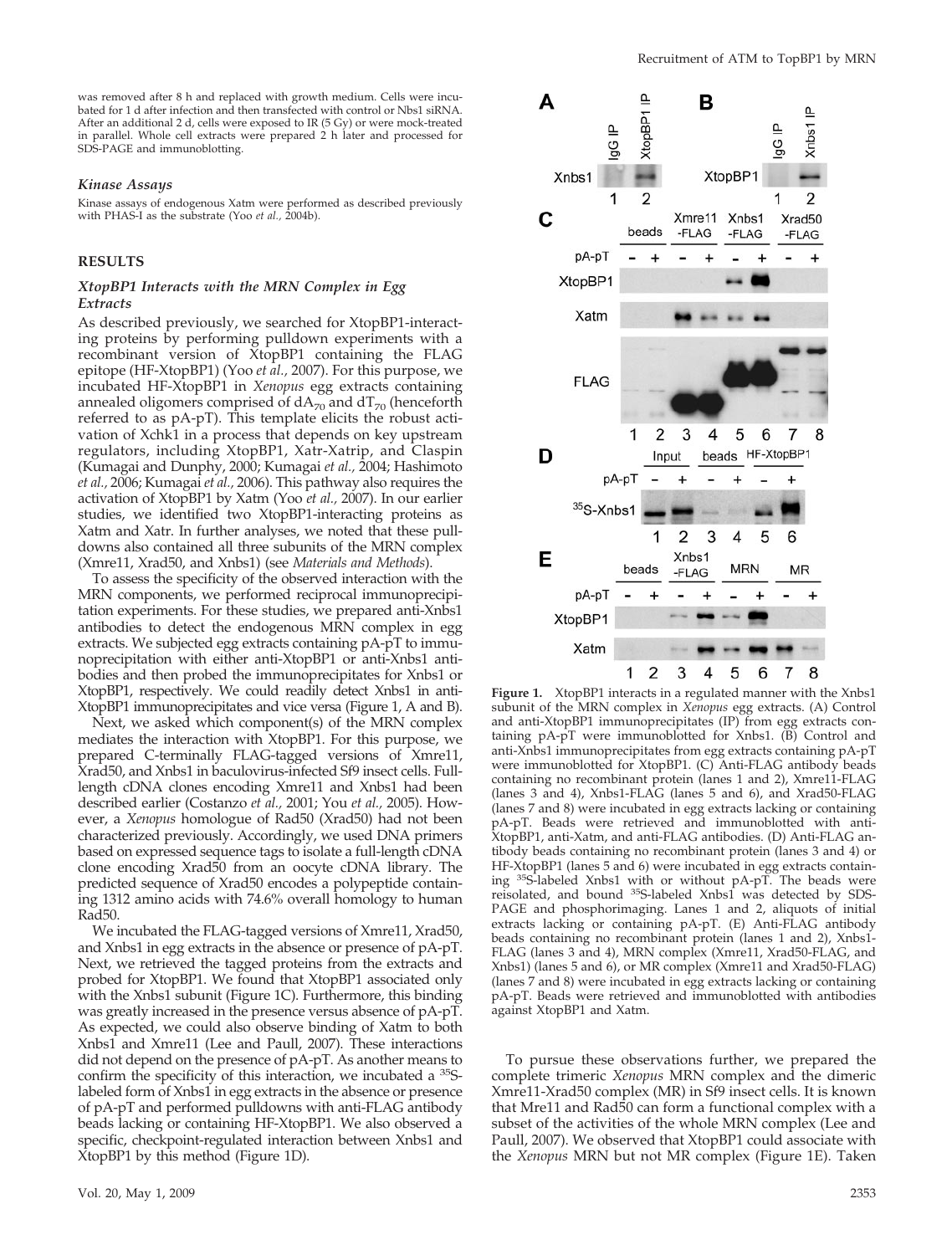was removed after 8 h and replaced with growth medium. Cells were incubated for 1 d after infection and then transfected with control or Nbs1 siRNA. After an additional 2 d, cells were exposed to IR (5 Gy) or were mock-treated in parallel. Whole cell extracts were prepared 2 h later and processed for SDS-PAGE and immunoblotting.

### Kinase Assays

Kinase assays of endogenous Xatm were performed as described previously with PHAS-I as the substrate (Yoo *et al.*, 2004b).

## RESULTS

### XtopBP1 Interacts with the MRN Complex in Egg Extracts

As described previously, we searched for XtopBP1-interacting proteins by performing pulldown experiments with a recombinant version of XtopBP1 containing the FLAG epitope (HF-XtopBP1) (Yoo *et al.*, 2007). For this purpose, we incubated HF-XtopBP1 in *Xenopus* egg extracts containing annealed oligomers comprised of $dA_{70}$ and $dT_{70}$ (henceforth referred to as pA-pT). This template elicits the robust activation of Xchk1 in a process that depends on key upstream regulators, including XtopBP1, Xatr-Xatrip, and Claspin (Kumagai and Dunphy, 2000; Kumagai *et al.*, 2004; Hashimoto *et al.*, 2006; Kumagai *et al.*, 2006). This pathway also requires the activation of XtopBP1 by Xatm (Yoo *et al.*, 2007). In our earlier studies, we identified two XtopBP1-interacting proteins as Xatm and Xatr. In further analyses, we noted that these pulldowns also contained all three subunits of the MRN complex (Xmre11, Xrad50, and Xnbs1) (see *Materials and Methods*).

To assess the specificity of the observed interaction with the MRN components, we performed reciprocal immunoprecipitation experiments. For these studies, we prepared anti-Xnbs1 antibodies to detect the endogenous MRN complex in egg extracts. We subjected egg extracts containing pA-pT to immunoprecipitation with either anti-XtopBP1 or anti-Xnbs1 antibodies and then probed the immunoprecipitates for Xnbs1 or XtopBP1, respectively. We could readily detect Xnbs1 in anti-XtopBP1 immunoprecipitates and vice versa (Figure 1, A and B).

Next, we asked which component(s) of the MRN complex mediates the interaction with XtopBP1. For this purpose, we prepared C-terminally FLAG-tagged versions of Xmre11, Xrad50, and Xnbs1 in baculovirus-infected Sf9 insect cells. Full-length cDNA clones encoding Xmre11 and Xnbs1 had been described earlier (Costanzo *et al.*, 2001; You *et al.*, 2005). However, a *Xenopus* homologue of Rad50 (Xrad50) had not been characterized previously. Accordingly, we used DNA primers based on expressed sequence tags to isolate a full-length cDNA clone encoding Xrad50 from an oocyte cDNA library. The predicted sequence of Xrad50 encodes a polypeptide containing 1312 amino acids with 74.6% overall homology to human Rad50.

We incubated the FLAG-tagged versions of Xmre11, Xrad50, and Xnbs1 in egg extracts in the absence or presence of pA-pT. Next, we retrieved the tagged proteins from the extracts and probed for XtopBP1. We found that XtopBP1 associated only with the Xnbs1 subunit (Figure 1C). Furthermore, this binding was greatly increased in the presence versus absence of pA-pT. As expected, we could also observe binding of Xatm to both Xnbs1 and Xmre11 (Lee and Paull, 2007). These interactions did not depend on the presence of pA-pT. As another means to confirm the specificity of this interaction, we incubated a $^{35}$S-labeled form of Xnbs1 in egg extracts in the absence or presence of pA-pT and performed pulldowns with anti-FLAG antibody beads lacking or containing HF-XtopBP1. We also observed a specific, checkpoint-regulated interaction between Xnbs1 and XtopBP1 by this method (Figure 1D).

**Figure 1.** XtopBP1 interacts in a regulated manner with the Xnbs1 subunit of the MRN complex in *Xenopus* egg extracts. (A) Control and anti-XtopBP1 immunoprecipitates (IP) from egg extracts containing pA-pT were immunoblotted for Xnbs1. (B) Control and anti-Xnbs1 immunoprecipitates from egg extracts containing pA-pT were immunoblotted for XtopBP1. (C) Anti-FLAG antibody beads containing no recombinant protein (lanes 1 and 2), Xmre11-FLAG (lanes 3 and 4), Xnbs1-FLAG (lanes 5 and 6), and Xrad50-FLAG (lanes 7 and 8) were incubated in egg extracts lacking or containing pA-pT. Beads were retrieved and immunoblotted with anti-XtopBP1, anti-Xatm, and anti-FLAG antibodies. (D) Anti-FLAG antibody beads containing no recombinant protein (lanes 3 and 4) or HF-XtopBP1 (lanes 5 and 6) were incubated in egg extracts containing $^{35}$S-labeled Xnbs1 with or without pA-pT. The beads were reisolated, and bound $^{35}$S-labeled Xnbs1 was detected by SDS-PAGE and phosphorimaging. Lanes 1 and 2, aliquots of initial extracts lacking or containing pA-pT. (E) Anti-FLAG antibody beads containing no recombinant protein (lanes 1 and 2), Xnbs1-FLAG (lanes 3 and 4), MRN complex (Xmre11, Xrad50-FLAG, and Xnbs1) (lanes 5 and 6), or MR complex (Xmre11 and Xrad50-FLAG) (lanes 7 and 8) were incubated in egg extracts lacking or containing pA-pT. Beads were retrieved and immunoblotted with antibodies against XtopBP1 and Xatm.

To pursue these observations further, we prepared the complete trimeric *Xenopus* MRN complex and the dimeric Xmre11-Xrad50 complex (MR) in Sf9 insect cells. It is known that Mre11 and Rad50 can form a functional complex with a subset of the activities of the whole MRN complex (Lee and Paull, 2007). We observed that XtopBP1 could associate with the *Xenopus* MRN but not MR complex (Figure 1E). Taken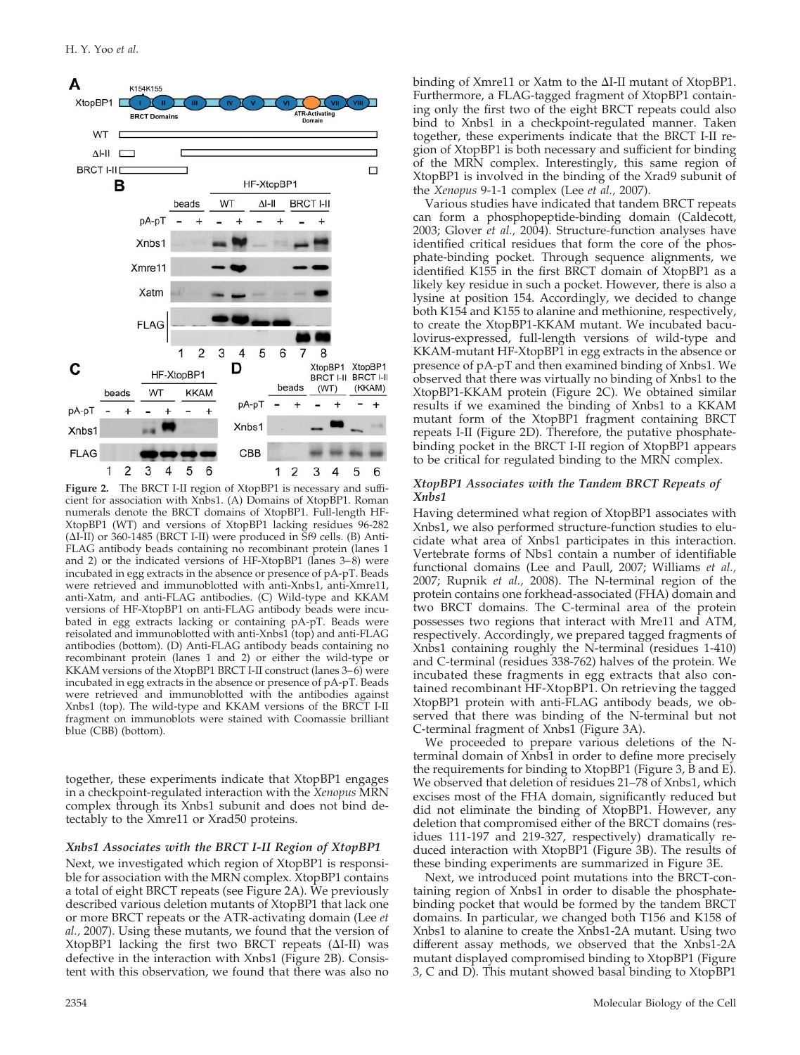Figure 2. The BRCT I-II region of XtopBP1 is necessary and sufficient for association with Xnbs1. (A) Domains of XtopBP1. Roman numerals denote the BRCT domains of XtopBP1. Full-length HF-XtopBP1 (WT) and versions of XtopBP1 lacking residues 96-282 (ΔI-II) or 360-1485 (BRCT I-II) were produced in Sf9 cells. (B) Anti-FLAG antibody beads containing no recombinant protein (lanes 1 and 2) or the indicated versions of HF-XtopBP1 (lanes 3–8) were incubated in egg extracts in the absence or presence of pA-pT. Beads were retrieved and immunoblotted with anti-Xnbs1, anti-Xmre11, anti-Xatm, and anti-FLAG antibodies. (C) Wild-type and KKAM versions of HF-XtopBP1 on anti-FLAG antibody beads were incubated in egg extracts lacking or containing pA-pT. Beads were reisolated and immunoblotted with anti-Xnbs1 (top) and anti-FLAG antibodies (bottom). (D) Anti-FLAG antibody beads containing no recombinant protein (lanes 1 and 2) or either the wild-type or KKAM versions of the XtopBP1 BRCT I-II construct (lanes 3–6) were incubated in egg extracts in the absence or presence of pA-pT. Beads were retrieved and immunoblotted with the antibodies against Xnbs1 (top). The wild-type and KKAM versions of the BRCT I-II fragment on immunoblots were stained with Coomassie brilliant blue (CBB) (bottom).

together, these experiments indicate that XtopBP1 engages in a checkpoint-regulated interaction with the *Xenopus* MRN complex through its Xnbs1 subunit and does not bind detectably to the Xmre11 or Xrad50 proteins.

### *Xnbs1 Associates with the BRCT I-II Region of XtopBP1*

Next, we investigated which region of XtopBP1 is responsible for association with the MRN complex. XtopBP1 contains a total of eight BRCT repeats (see Figure 2A). We previously described various deletion mutants of XtopBP1 that lack one or more BRCT repeats or the ATR-activating domain (Lee *et al.*, 2007). Using these mutants, we found that the version of XtopBP1 lacking the first two BRCT repeats (ΔI-II) was defective in the interaction with Xnbs1 (Figure 2B). Consistent with this observation, we found that there was also no binding of Xmre11 or Xatm to the ΔI-II mutant of XtopBP1. Furthermore, a FLAG-tagged fragment of XtopBP1 containing only the first two of the eight BRCT repeats could also bind to Xnbs1 in a checkpoint-regulated manner. Taken together, these experiments indicate that the BRCT I-II region of XtopBP1 is both necessary and sufficient for binding of the MRN complex. Interestingly, this same region of XtopBP1 is involved in the binding of the Xrad9 subunit of the *Xenopus* 9-1-1 complex (Lee *et al.*, 2007).

Various studies have indicated that tandem BRCT repeats can form a phosphopeptide-binding domain (Caldecott, 2003; Glover *et al.*, 2004). Structure-function analyses have identified critical residues that form the core of the phosphate-binding pocket. Through sequence alignments, we identified K155 in the first BRCT domain of XtopBP1 as a likely key residue in such a pocket. However, there is also a lysine at position 154. Accordingly, we decided to change both K154 and K155 to alanine and methionine, respectively, to create the XtopBP1-KKAM mutant. We incubated baculovirus-expressed, full-length versions of wild-type and KKAM-mutant HF-XtopBP1 in egg extracts in the absence or presence of pA-pT and then examined binding of Xnbs1. We observed that there was virtually no binding of Xnbs1 to the XtopBP1-KKAM protein (Figure 2C). We obtained similar results if we examined the binding of Xnbs1 to a KKAM mutant form of the XtopBP1 fragment containing BRCT repeats I-II (Figure 2D). Therefore, the putative phosphate-binding pocket in the BRCT I-II region of XtopBP1 appears to be critical for regulated binding to the MRN complex.

### *XtopBP1 Associates with the Tandem BRCT Repeats of Xnbs1*

Having determined what region of XtopBP1 associates with Xnbs1, we also performed structure-function studies to elucidate what area of Xnbs1 participates in this interaction. Vertebrate forms of Nbs1 contain a number of identifiable functional domains (Lee and Paull, 2007; Williams *et al.*, 2007; Rupnik *et al.*, 2008). The N-terminal region of the protein contains one forkhead-associated (FHA) domain and two BRCT domains. The C-terminal area of the protein possesses two regions that interact with Mre11 and ATM, respectively. Accordingly, we prepared tagged fragments of Xnbs1 containing roughly the N-terminal (residues 1-410) and C-terminal (residues 338-762) halves of the protein. We incubated these fragments in egg extracts that also contained recombinant HF-XtopBP1. On retrieving the tagged XtopBP1 protein with anti-FLAG antibody beads, we observed that there was binding of the N-terminal but not C-terminal fragment of Xnbs1 (Figure 3A).

We proceeded to prepare various deletions of the N-terminal domain of Xnbs1 in order to define more precisely the requirements for binding to XtopBP1 (Figure 3, B and E). We observed that deletion of residues 21–78 of Xnbs1, which excises most of the FHA domain, significantly reduced but did not eliminate the binding of XtopBP1. However, any deletion that compromised either of the BRCT domains (residues 111-197 and 219-327, respectively) dramatically reduced interaction with XtopBP1 (Figure 3B). The results of these binding experiments are summarized in Figure 3E.

Next, we introduced point mutations into the BRCT-containing region of Xnbs1 in order to disable the phosphate-binding pocket that would be formed by the tandem BRCT domains. In particular, we changed both T156 and K158 of Xnbs1 to alanine to create the Xnbs1-2A mutant. Using two different assay methods, we observed that the Xnbs1-2A mutant displayed compromised binding to XtopBP1 (Figure 3, C and D). This mutant showed basal binding to XtopBP1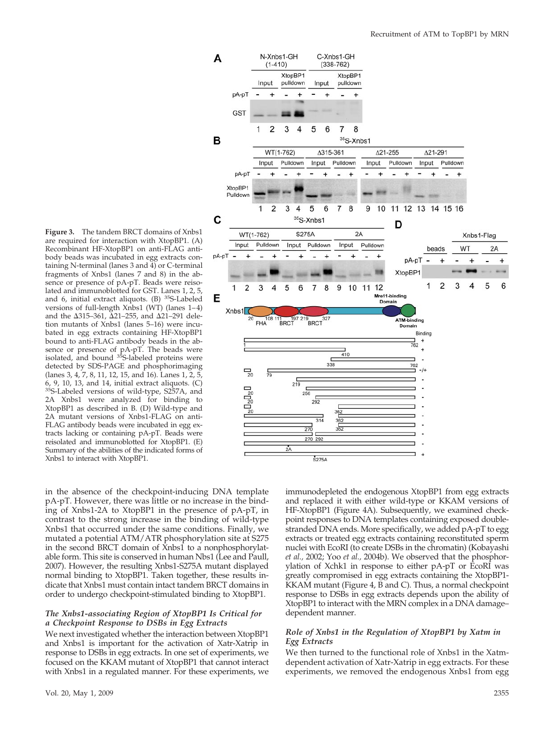Figure 3. The tandem BRCT domains of Xnbs1 are required for interaction with XtopBP1. (A) Recombinant HF-XtopBP1 on anti-FLAG antibody beads was incubated in egg extracts containing N-terminal (lanes 3 and 4) or C-terminal fragments of Xnbs1 (lanes 7 and 8) in the absence or presence of pA-pT. Beads were reisolated and immunoblotted for GST. Lanes 1, 2, 5, and 6, initial extract aliquots. (B) $^{35}$S-Labeled versions of full-length Xnbs1 (WT) (lanes 1–4) and the Δ315–361, Δ21–255, and Δ21–291 deletion mutants of Xnbs1 (lanes 5–16) were incubated in egg extracts containing HF-XtopBP1 bound to anti-FLAG antibody beads in the absence or presence of pA-pT. The beads were isolated, and bound $^{35}$S-labeled proteins were detected by SDS-PAGE and phosphorimaging (lanes 3, 4, 7, 8, 11, 12, 15, and 16). Lanes 1, 2, 5, 6, 9, 10, 13, and 14, initial extract aliquots. (C) $^{35}$S-Labeled versions of wild-type, S257A, and 2A Xnbs1 were analyzed for binding to XtopBP1 as described in B. (D) Wild-type and 2A mutant versions of Xnbs1-FLAG on anti-FLAG antibody beads were incubated in egg extracts lacking or containing pA-pT. Beads were reisolated and immunoblotted for XtopBP1. (E) Summary of the abilities of the indicated forms of Xnbs1 to interact with XtopBP1.

in the absence of the checkpoint-inducing DNA template pA-pT. However, there was little or no increase in the binding of Xnbs1-2A to XtopBP1 in the presence of pA-pT, in contrast to the strong increase in the binding of wild-type Xnbs1 that occurred under the same conditions. Finally, we mutated a potential ATM/ATR phosphorylation site at S275 in the second BRCT domain of Xnbs1 to a nonphosphorylatable form. This site is conserved in human Nbs1 (Lee and Paull, 2007). However, the resulting Xnbs1-S275A mutant displayed normal binding to XtopBP1. Taken together, these results indicate that Xnbs1 must contain intact tandem BRCT domains in order to undergo checkpoint-stimulated binding to XtopBP1.

### *The Xnbs1-associating Region of XtopBP1 Is Critical for a Checkpoint Response to DSBs in Egg Extracts*

We next investigated whether the interaction between XtopBP1 and Xnbs1 is important for the activation of Xatr-Xatrip in response to DSBs in egg extracts. In one set of experiments, we focused on the KKAM mutant of XtopBP1 that cannot interact with Xnbs1 in a regulated manner. For these experiments, we immunodepleted the endogenous XtopBP1 from egg extracts and replaced it with either wild-type or KKAM versions of HF-XtopBP1 (Figure 4A). Subsequently, we examined checkpoint responses to DNA templates containing exposed double-stranded DNA ends. More specifically, we added pA-pT to egg extracts or treated egg extracts containing reconstituted sperm nuclei with EcoRI (to create DSBs in the chromatin) (Kobayashi *et al.*, 2002; Yoo *et al.*, 2004b). We observed that the phosphorylation of Xchk1 in response to either pA-pT or EcoRI was greatly compromised in egg extracts containing the XtopBP1-KKAM mutant (Figure 4, B and C). Thus, a normal checkpoint response to DSBs in egg extracts depends upon the ability of XtopBP1 to interact with the MRN complex in a DNA damage–dependent manner.

### *Role of Xnbs1 in the Regulation of XtopBP1 by Xatm in Egg Extracts*

We then turned to the functional role of Xnbs1 in the Xatm-dependent activation of Xatr-Xatrip in egg extracts. For these experiments, we removed the endogenous Xnbs1 from egg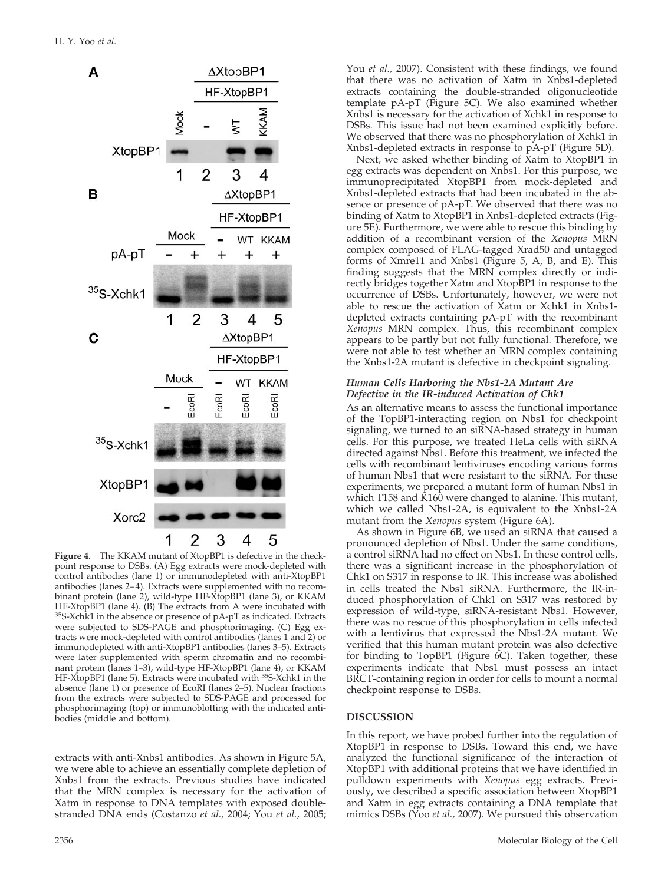**Figure 4.** The KKAM mutant of XtopBP1 is defective in the checkpoint response to DSBs. (A) Egg extracts were mock-depleted with control antibodies (lane 1) or immunodepleted with anti-XtopBP1 antibodies (lanes 2–4). Extracts were supplemented with no recombinant protein (lane 2), wild-type HF-XtopBP1 (lane 3), or KKAM HF-XtopBP1 (lane 4). (B) The extracts from A were incubated with $^{35}$S-Xchk1 in the absence or presence of pA-pT as indicated. Extracts were subjected to SDS-PAGE and phosphorimaging. (C) Egg extracts were mock-depleted with control antibodies (lanes 1 and 2) or immunodepleted with anti-XtopBP1 antibodies (lanes 3–5). Extracts were later supplemented with sperm chromatin and no recombinant protein (lanes 1–3), wild-type HF-XtopBP1 (lane 4), or KKAM HF-XtopBP1 (lane 5). Extracts were incubated with $^{35}$S-Xchk1 in the absence (lane 1) or presence of EcoRI (lanes 2–5). Nuclear fractions from the extracts were subjected to SDS-PAGE and processed for phosphorimaging (top) or immunoblotting with the indicated antibodies (middle and bottom).

extracts with anti-Xnbs1 antibodies. As shown in Figure 5A, we were able to achieve an essentially complete depletion of Xnbs1 from the extracts. Previous studies have indicated that the MRN complex is necessary for the activation of Xatm in response to DNA templates with exposed double-stranded DNA ends (Costanzo *et al.*, 2004; You *et al.*, 2005; You *et al.*, 2007). Consistent with these findings, we found that there was no activation of Xatm in Xnbs1-depleted extracts containing the double-stranded oligonucleotide template pA-pT (Figure 5C). We also examined whether Xnbs1 is necessary for the activation of Xchk1 in response to DSBs. This issue had not been examined explicitly before. We observed that there was no phosphorylation of Xchk1 in Xnbs1-depleted extracts in response to pA-pT (Figure 5D).

Next, we asked whether binding of Xatm to XtopBP1 in egg extracts was dependent on Xnbs1. For this purpose, we immunoprecipitated XtopBP1 from mock-depleted and Xnbs1-depleted extracts that had been incubated in the absence or presence of pA-pT. We observed that there was no binding of Xatm to XtopBP1 in Xnbs1-depleted extracts (Figure 5E). Furthermore, we were able to rescue this binding by addition of a recombinant version of the *Xenopus* MRN complex composed of FLAG-tagged Xrad50 and untagged forms of Xmre11 and Xnbs1 (Figure 5, A, B, and E). This finding suggests that the MRN complex directly or indirectly bridges together Xatm and XtopBP1 in response to the occurrence of DSBs. Unfortunately, however, we were not able to rescue the activation of Xatm or Xchk1 in Xnbs1-depleted extracts containing pA-pT with the recombinant *Xenopus* MRN complex. Thus, this recombinant complex appears to be partly but not fully functional. Therefore, we were not able to test whether an MRN complex containing the Xnbs1-2A mutant is defective in checkpoint signaling.

### *Human Cells Harboring the Nbs1-2A Mutant Are Defective in the IR-induced Activation of Chk1*

As an alternative means to assess the functional importance of the TopBP1-interacting region on Nbs1 for checkpoint signaling, we turned to an siRNA-based strategy in human cells. For this purpose, we treated HeLa cells with siRNA directed against Nbs1. Before this treatment, we infected the cells with recombinant lentiviruses encoding various forms of human Nbs1 that were resistant to the siRNA. For these experiments, we prepared a mutant form of human Nbs1 in which T158 and K160 were changed to alanine. This mutant, which we called Nbs1-2A, is equivalent to the Xnbs1-2A mutant from the *Xenopus* system (Figure 6A).

As shown in Figure 6B, we used an siRNA that caused a pronounced depletion of Nbs1. Under the same conditions, a control siRNA had no effect on Nbs1. In these control cells, there was a significant increase in the phosphorylation of Chk1 on S317 in response to IR. This increase was abolished in cells treated the Nbs1 siRNA. Furthermore, the IR-induced phosphorylation of Chk1 on S317 was restored by expression of wild-type, siRNA-resistant Nbs1. However, there was no rescue of this phosphorylation in cells infected with a lentivirus that expressed the Nbs1-2A mutant. We verified that this human mutant protein was also defective for binding to TopBP1 (Figure 6C). Taken together, these experiments indicate that Nbs1 must possess an intact BRCT-containing region in order for cells to mount a normal checkpoint response to DSBs.

## DISCUSSION

In this report, we have probed further into the regulation of XtopBP1 in response to DSBs. Toward this end, we have analyzed the functional significance of the interaction of XtopBP1 with additional proteins that we have identified in pulldown experiments with *Xenopus* egg extracts. Previously, we described a specific association between XtopBP1 and Xatm in egg extracts containing a DNA template that mimics DSBs (Yoo *et al.*, 2007). We pursued this observation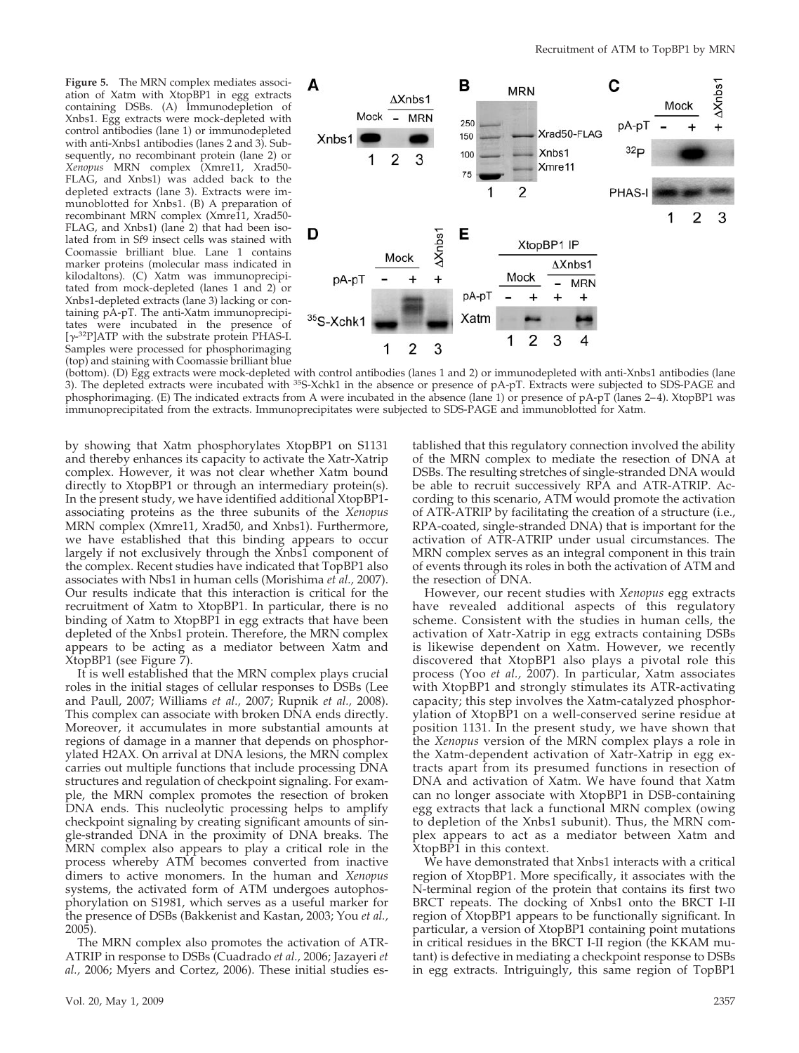**Figure 5.** The MRN complex mediates association of Xatm with XtopBP1 in egg extracts containing DSBs. (A) Immunodepletion of Xnbs1. Egg extracts were mock-depleted with control antibodies (lane 1) or immunodepleted with anti-Xnbs1 antibodies (lanes 2 and 3). Subsequently, no recombinant protein (lane 2) or *Xenopus* MRN complex (Xmre11, Xrad50-FLAG, and Xnbs1) was added back to the depleted extracts (lane 3). Extracts were immunoblotted for Xnbs1. (B) A preparation of recombinant MRN complex (Xmre11, Xrad50-FLAG, and Xnbs1) (lane 2) that had been isolated from in Sf9 insect cells was stained with Coomassie brilliant blue. Lane 1 contains marker proteins (molecular mass indicated in kilodaltons). (C) Xatm was immunoprecipitated from mock-depleted (lanes 1 and 2) or Xnbs1-depleted extracts (lane 3) lacking or containing pA-pT. The anti-Xatm immunoprecipitates were incubated in the presence of [$\gamma$-$^{32}$P]ATP with the substrate protein PHAS-I. Samples were processed for phosphorimaging (top) and staining with Coomassie brilliant blue (bottom). (D) Egg extracts were mock-depleted with control antibodies (lanes 1 and 2) or immunodepleted with anti-Xnbs1 antibodies (lane 3). The depleted extracts were incubated with $^{35}$S-Xchk1 in the absence or presence of pA-pT. Extracts were subjected to SDS-PAGE and phosphorimaging. (E) The indicated extracts from A were incubated in the absence (lane 1) or presence of pA-pT (lanes 2–4). XtopBP1 was immunoprecipitated from the extracts. Immunoprecipitates were subjected to SDS-PAGE and immunoblotted for Xatm.

by showing that Xatm phosphorylates XtopBP1 on S1131 and thereby enhances its capacity to activate the Xatr-Xatrip complex. However, it was not clear whether Xatm bound directly to XtopBP1 or through an intermediary protein(s). In the present study, we have identified additional XtopBP1-associating proteins as the three subunits of the *Xenopus* MRN complex (Xmre11, Xrad50, and Xnbs1). Furthermore, we have established that this binding appears to occur largely if not exclusively through the Xnbs1 component of the complex. Recent studies have indicated that TopBP1 also associates with Nbs1 in human cells (Morishima *et al.*, 2007). Our results indicate that this interaction is critical for the recruitment of Xatm to XtopBP1. In particular, there is no binding of Xatm to XtopBP1 in egg extracts that have been depleted of the Xnbs1 protein. Therefore, the MRN complex appears to be acting as a mediator between Xatm and XtopBP1 (see Figure 7).

It is well established that the MRN complex plays crucial roles in the initial stages of cellular responses to DSBs (Lee and Paull, 2007; Williams *et al.*, 2007; Rupnik *et al.*, 2008). This complex can associate with broken DNA ends directly. Moreover, it accumulates in more substantial amounts at regions of damage in a manner that depends on phosphorylated H2AX. On arrival at DNA lesions, the MRN complex carries out multiple functions that include processing DNA structures and regulation of checkpoint signaling. For example, the MRN complex promotes the resection of broken DNA ends. This nucleolytic processing helps to amplify checkpoint signaling by creating significant amounts of single-stranded DNA in the proximity of DNA breaks. The MRN complex also appears to play a critical role in the process whereby ATM becomes converted from inactive dimers to active monomers. In the human and *Xenopus* systems, the activated form of ATM undergoes autophosphorylation on S1981, which serves as a useful marker for the presence of DSBs (Bakkenist and Kastan, 2003; You *et al.*, 2005).

The MRN complex also promotes the activation of ATR-ATRIP in response to DSBs (Cuadrado *et al.*, 2006; Jazayeri *et al.*, 2006; Myers and Cortez, 2006). These initial studies established that this regulatory connection involved the ability of the MRN complex to mediate the resection of DNA at DSBs. The resulting stretches of single-stranded DNA would be able to recruit successively RPA and ATR-ATRIP. According to this scenario, ATM would promote the activation of ATR-ATRIP by facilitating the creation of a structure (i.e., RPA-coated, single-stranded DNA) that is important for the activation of ATR-ATRIP under usual circumstances. The MRN complex serves as an integral component in this train of events through its roles in both the activation of ATM and the resection of DNA.

However, our recent studies with *Xenopus* egg extracts have revealed additional aspects of this regulatory scheme. Consistent with the studies in human cells, the activation of Xatr-Xatrip in egg extracts containing DSBs is likewise dependent on Xatm. However, we recently discovered that XtopBP1 also plays a pivotal role this process (Yoo *et al.*, 2007). In particular, Xatm associates with XtopBP1 and strongly stimulates its ATR-activating capacity; this step involves the Xatm-catalyzed phosphorylation of XtopBP1 on a well-conserved serine residue at position 1131. In the present study, we have shown that the *Xenopus* version of the MRN complex plays a role in the Xatm-dependent activation of Xatr-Xatrip in egg extracts apart from its presumed functions in resection of DNA and activation of Xatm. We have found that Xatm can no longer associate with XtopBP1 in DSB-containing egg extracts that lack a functional MRN complex (owing to depletion of the Xnbs1 subunit). Thus, the MRN complex appears to act as a mediator between Xatm and XtopBP1 in this context.

We have demonstrated that Xnbs1 interacts with a critical region of XtopBP1. More specifically, it associates with the N-terminal region of the protein that contains its first two BRCT repeats. The docking of Xnbs1 onto the BRCT I-II region of XtopBP1 appears to be functionally significant. In particular, a version of XtopBP1 containing point mutations in critical residues in the BRCT I-II region (the KKAM mutant) is defective in mediating a checkpoint response to DSBs in egg extracts. Intriguingly, this same region of TopBP1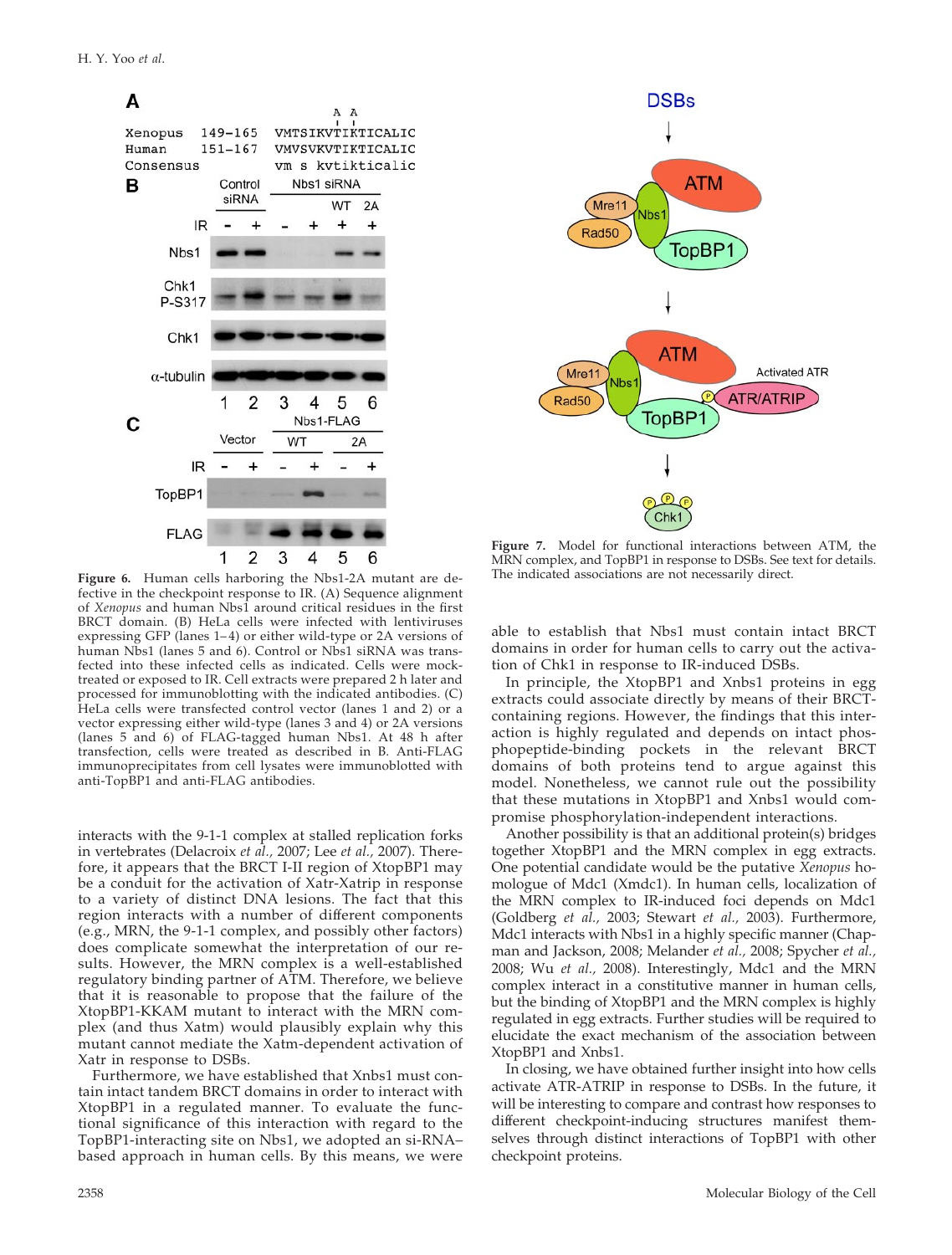Figure 6. Human cells harboring the Nbs1-2A mutant are defective in the checkpoint response to IR. (A) Sequence alignment of *Xenopus* and human Nbs1 around critical residues in the first BRCT domain. (B) HeLa cells were infected with lentiviruses expressing GFP (lanes 1–4) or either wild-type or 2A versions of human Nbs1 (lanes 5 and 6). Control or Nbs1 siRNA was transfected into these infected cells as indicated. Cells were mock-treated or exposed to IR. Cell extracts were prepared 2 h later and processed for immunoblotting with the indicated antibodies. (C) HeLa cells were transfected with control vector (lanes 1 and 2) or a vector expressing either wild-type (lanes 3 and 4) or 2A versions (lanes 5 and 6) of FLAG-tagged human Nbs1. At 48 h after transfection, cells were treated as described in B. Anti-FLAG immunoprecipitates from cell lysates were immunoblotted with anti-TopBP1 and anti-FLAG antibodies.

Figure 7. Model for functional interactions between ATM, the MRN complex, and TopBP1 in response to DSBs. See text for details. The indicated associations are not necessarily direct.

interacts with the 9-1-1 complex at stalled replication forks in vertebrates (Delacroix *et al.*, 2007; Lee *et al.*, 2007). Therefore, it appears that the BRCT I-II region of XtopBP1 may be a conduit for the activation of Xatr-Xatrip in response to a variety of distinct DNA lesions. The fact that this region interacts with a number of different components (e.g., MRN, the 9-1-1 complex, and possibly other factors) does complicate somewhat the interpretation of our results. However, the MRN complex is a well-established regulatory binding partner of ATM. Therefore, we believe that it is reasonable to propose that the failure of the XtopBP1-KKAM mutant to interact with the MRN complex (and thus Xatm) would plausibly explain why this mutant cannot mediate the Xatm-dependent activation of Xatr in response to DSBs.

Furthermore, we have established that Xnbs1 must contain intact tandem BRCT domains in order to interact with XtopBP1 in a regulated manner. To evaluate the functional significance of this interaction with regard to the TopBP1-interacting site on Nbs1, we adopted an si-RNA–based approach in human cells. By this means, we were able to establish that Nbs1 must contain intact BRCT domains in order for human cells to carry out the activation of Chk1 in response to IR-induced DSBs.

In principle, the XtopBP1 and Xnbs1 proteins in egg extracts could associate directly by means of their BRCT-containing regions. However, the findings that this interaction is highly regulated and depends on intact phosphopeptide-binding pockets in the relevant BRCT domains of both proteins tend to argue against this model. Nonetheless, we cannot rule out the possibility that these mutations in XtopBP1 and Xnbs1 would compromise phosphorylation-independent interactions.

Another possibility is that an additional protein(s) bridges together XtopBP1 and the MRN complex in egg extracts. One potential candidate would be the putative *Xenopus* homologue of Mdc1 (Xmdc1). In human cells, localization of the MRN complex to IR-induced foci depends on Mdc1 (Goldberg *et al.,* 2003; Stewart *et al.,* 2003). Furthermore, Mdc1 interacts with Nbs1 in a highly specific manner (Chapman and Jackson, 2008; Melander *et al.,* 2008; Spycher *et al.,* 2008; Wu *et al.,* 2008). Interestingly, Mdc1 and the MRN complex interact in a constitutive manner in human cells, but the binding of XtopBP1 and the MRN complex is highly regulated in egg extracts. Further studies will be required to elucidate the exact mechanism of the association between XtopBP1 and Xnbs1.

In closing, we have obtained further insight into how cells activate ATR-ATRIP in response to DSBs. In the future, it will be interesting to compare and contrast how responses to different checkpoint-inducing structures manifest themselves through distinct interactions of TopBP1 with other checkpoint proteins.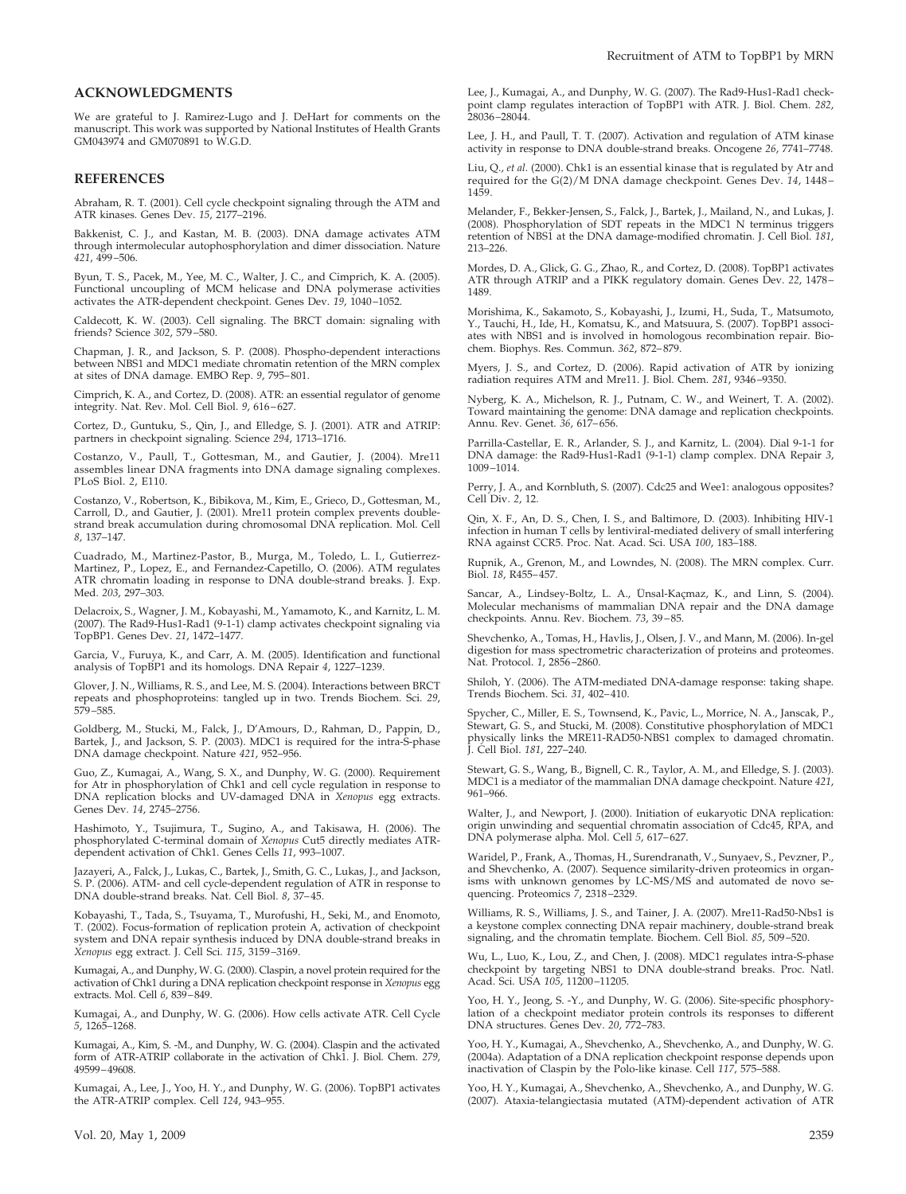## ACKNOWLEDGMENTS

We are grateful to J. Ramirez-Lugo and J. DeHart for comments on the manuscript. This work was supported by National Institutes of Health Grants GM043974 and GM070891 to W.G.D.

## REFERENCES

Abraham, R. T. (2001). Cell cycle checkpoint signaling through the ATM and ATR kinases. Genes Dev. *15*, 2177–2196.

Bakkenist, C. J., and Kastan, M. B. (2003). DNA damage activates ATM through intermolecular autophosphorylation and dimer dissociation. Nature *421*, 499–506.

Byun, T. S., Pacek, M., Yee, M. C., Walter, J. C., and Cimprich, K. A. (2005). Functional uncoupling of MCM helicase and DNA polymerase activities activates the ATR-dependent checkpoint. Genes Dev. *19*, 1040–1052.

Caldecott, K. W. (2003). Cell signaling. The BRCT domain: signaling with friends? Science *302*, 579–580.

Chapman, J. R., and Jackson, S. P. (2008). Phospho-dependent interactions between NBS1 and MDC1 mediate chromatin retention of the MRN complex at sites of DNA damage. EMBO Rep. *9*, 795–801.

Cimprich, K. A., and Cortez, D. (2008). ATR: an essential regulator of genome integrity. Nat. Rev. Mol. Cell Biol. *9*, 616–627.

Cortez, D., Guntuku, S., Qin, J., and Elledge, S. J. (2001). ATR and ATRIP: partners in checkpoint signaling. Science *294*, 1713–1716.

Costanzo, V., Paull, T., Gottesman, M., and Gautier, J. (2004). Mre11 assembles linear DNA fragments into DNA damage signaling complexes. PLoS Biol. *2*, E110.

Costanzo, V., Robertson, K., Bibikova, M., Kim, E., Grieco, D., Gottesman, M., Carroll, D., and Gautier, J. (2001). Mre11 protein complex prevents double-strand break accumulation during chromosomal DNA replication. Mol. Cell *8*, 137–147.

Cuadrado, M., Martinez-Pastor, B., Murga, M., Toledo, L. I., Gutierrez-Martinez, P., Lopez, E., and Fernandez-Capetillo, O. (2006). ATM regulates ATR chromatin loading in response to DNA double-strand breaks. J. Exp. Med. *203*, 297–303.

Delacroix, S., Wagner, J. M., Kobayashi, M., Yamamoto, K., and Karnitz, L. M. (2007). The Rad9-Hus1-Rad1 (9-1-1) clamp activates checkpoint signaling via TopBP1. Genes Dev. *21*, 1472–1477.

Garcia, V., Furuya, K., and Carr, A. M. (2005). Identification and functional analysis of TopBP1 and its homologs. DNA Repair *4*, 1227–1239.

Glover, J. N., Williams, R. S., and Lee, M. S. (2004). Interactions between BRCT repeats and phosphoproteins: tangled up in two. Trends Biochem. Sci. *29*, 579–585.

Goldberg, M., Stucki, M., Falck, J., D'Amours, D., Rahman, D., Pappin, D., Bartek, J., and Jackson, S. P. (2003). MDC1 is required for the intra-S-phase DNA damage checkpoint. Nature *421*, 952–956.

Guo, Z., Kumagai, A., Wang, S. X., and Dunphy, W. G. (2000). Requirement for Atr in phosphorylation of Chk1 and cell cycle regulation in response to DNA replication blocks and UV-damaged DNA in *Xenopus* egg extracts. Genes Dev. *14*, 2745–2756.

Hashimoto, Y., Tsujimura, T., Sugino, A., and Takisawa, H. (2006). The phosphorylated C-terminal domain of *Xenopus* Cut5 directly mediates ATR-dependent activation of Chk1. Genes Cells *11*, 993–1007.

Jazayeri, A., Falck, J., Lukas, C., Bartek, J., Smith, G. C., Lukas, J., and Jackson, S. P. (2006). ATM- and cell cycle-dependent regulation of ATR in response to DNA double-strand breaks. Nat. Cell Biol. *8*, 37–45.

Kobayashi, T., Tada, S., Tsuyama, T., Murofushi, H., Seki, M., and Enomoto, T. (2002). Focus-formation of replication protein A, activation of checkpoint system and DNA repair synthesis induced by DNA double-strand breaks in *Xenopus* egg extract. J. Cell Sci. *115*, 3159–3169.

Kumagai, A., and Dunphy, W. G. (2000). Claspin, a novel protein required for the activation of Chk1 during a DNA replication checkpoint response in *Xenopus* egg extracts. Mol. Cell *6*, 839–849.

Kumagai, A., and Dunphy, W. G. (2006). How cells activate ATR. Cell Cycle *5*, 1265–1268.

Kumagai, A., Kim, S. -M., and Dunphy, W. G. (2004). Claspin and the activated form of ATR-ATRIP collaborate in the activation of Chk1. J. Biol. Chem. *279*, 49599–49608.

Kumagai, A., Lee, J., Yoo, H. Y., and Dunphy, W. G. (2006). TopBP1 activates the ATR-ATRIP complex. Cell *124*, 943–955.

Lee, J., Kumagai, A., and Dunphy, W. G. (2007). The Rad9-Hus1-Rad1 checkpoint clamp regulates interaction of TopBP1 with ATR. J. Biol. Chem. *282*, 28036–28044.

Lee, J. H., and Paull, T. T. (2007). Activation and regulation of ATM kinase activity in response to DNA double-strand breaks. Oncogene *26*, 7741–7748.

Liu, Q., *et al*. (2000). Chk1 is an essential kinase that is regulated by Atr and required for the G(2)/M DNA damage checkpoint. Genes Dev. *14*, 1448–1459.

Melander, F., Bekker-Jensen, S., Falck, J., Bartek, J., Mailand, N., and Lukas, J. (2008). Phosphorylation of SDT repeats in the MDC1 N terminus triggers retention of NBS1 at the DNA damage-modified chromatin. J. Cell Biol. *181*, 213–226.

Mordes, D. A., Glick, G. G., Zhao, R., and Cortez, D. (2008). TopBP1 activates ATR through ATRIP and a PIKK regulatory domain. Genes Dev. *22*, 1478–1489.

Morishima, K., Sakamoto, S., Kobayashi, J., Izumi, H., Suda, T., Matsumoto, Y., Tauchi, H., Ide, H., Komatsu, K., and Matsuura, S. (2007). TopBP1 associates with NBS1 and is involved in homologous recombination repair. Biochem. Biophys. Res. Commun. *362*, 872–879.

Myers, J. S., and Cortez, D. (2006). Rapid activation of ATR by ionizing radiation requires ATM and Mre11. J. Biol. Chem. *281*, 9346–9350.

Nyberg, K. A., Michelson, R. J., Putnam, C. W., and Weinert, T. A. (2002). Toward maintaining the genome: DNA damage and replication checkpoints. Annu. Rev. Genet. *36*, 617–656.

Parrilla-Castellar, E. R., Arlander, S. J., and Karnitz, L. (2004). Dial 9-1-1 for DNA damage: the Rad9-Hus1-Rad1 (9-1-1) clamp complex. DNA Repair *3*, 1009–1014.

Perry, J. A., and Kornbluth, S. (2007). Cdc25 and Wee1: analogous opposites? Cell Div. *2*, 12.

Qin, X. F., An, D. S., Chen, I. S., and Baltimore, D. (2003). Inhibiting HIV-1 infection in human T cells by lentiviral-mediated delivery of small interfering RNA against CCR5. Proc. Nat. Acad. Sci. USA *100*, 183–188.

Rupnik, A., Grenon, M., and Lowndes, N. (2008). The MRN complex. Curr. Biol. *18*, R455–457.

Sancar, A., Lindsey-Boltz, L. A., Ünsal-Kaçmaz, K., and Linn, S. (2004). Molecular mechanisms of mammalian DNA repair and the DNA damage checkpoints. Annu. Rev. Biochem. *73*, 39–85.

Shevchenko, A., Tomas, H., Havlis, J., Olsen, J. V., and Mann, M. (2006). In-gel digestion for mass spectrometric characterization of proteins and proteomes. Nat. Protocol. *1*, 2856–2860.

Shiloh, Y. (2006). The ATM-mediated DNA-damage response: taking shape. Trends Biochem. Sci. *31*, 402–410.

Spycher, C., Miller, E. S., Townsend, K., Pavic, L., Morrice, N. A., Janscak, P., Stewart, G. S., and Stucki, M. (2008). Constitutive phosphorylation of MDC1 physically links the MRE11-RAD50-NBS1 complex to damaged chromatin. J. Cell Biol. *181*, 227–240.

Stewart, G. S., Wang, B., Bignell, C. R., Taylor, A. M., and Elledge, S. J. (2003). MDC1 is a mediator of the mammalian DNA damage checkpoint. Nature *421*, 961–966.

Walter, J., and Newport, J. (2000). Initiation of eukaryotic DNA replication: origin unwinding and sequential chromatin association of Cdc45, RPA, and DNA polymerase alpha. Mol. Cell *5*, 617–627.

Waridel, P., Frank, A., Thomas, H., Surendranath, V., Sunyaev, S., Pevzner, P., and Shevchenko, A. (2007). Sequence similarity-driven proteomics in organisms with unknown genomes by LC-MS/MS and automated de novo sequencing. Proteomics *7*, 2318–2329.

Williams, R. S., Williams, J. S., and Tainer, J. A. (2007). Mre11-Rad50-Nbs1 is a keystone complex connecting DNA repair machinery, double-strand break signaling, and the chromatin template. Biochem. Cell Biol. *85*, 509–520.

Wu, L., Luo, K., Lou, Z., and Chen, J. (2008). MDC1 regulates intra-S-phase checkpoint by targeting NBS1 to DNA double-strand breaks. Proc. Natl. Acad. Sci. USA *105*, 11200–11205.

Yoo, H. Y., Jeong, S. -Y., and Dunphy, W. G. (2006). Site-specific phosphorylation of a checkpoint mediator protein controls its responses to different DNA structures. Genes Dev. *20*, 772–783.

Yoo, H. Y., Kumagai, A., Shevchenko, A., Shevchenko, A., and Dunphy, W. G. (2004a). Adaptation of a DNA replication checkpoint response depends upon inactivation of Claspin by the Polo-like kinase. Cell *117*, 575–588.

Yoo, H. Y., Kumagai, A., Shevchenko, A., Shevchenko, A., and Dunphy, W. G. (2007). Ataxia-telangiectasia mutated (ATM)-dependent activation of ATR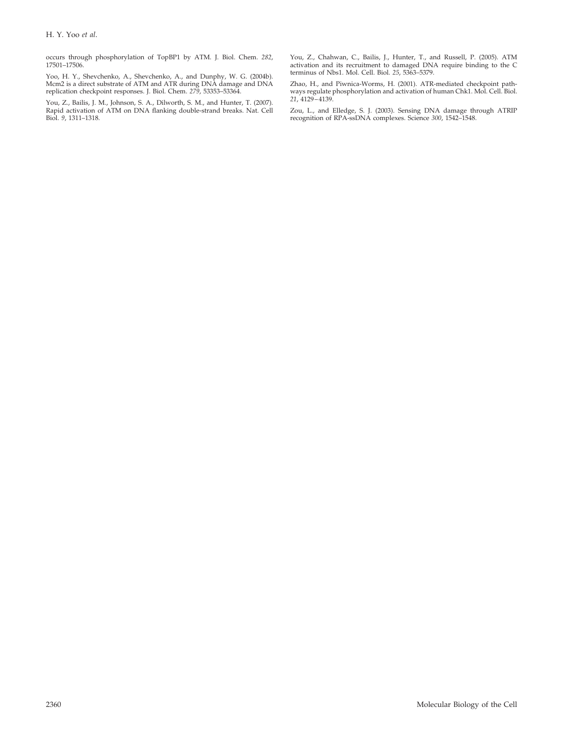occurs through phosphorylation of TopBP1 by ATM. J. Biol. Chem. *282*, 17501–17506.

Yoo, H. Y., Shevchenko, A., Shevchenko, A., and Dunphy, W. G. (2004b). Mcm2 is a direct substrate of ATM and ATR during DNA damage and DNA replication checkpoint responses. J. Biol. Chem. *279*, 53353–53364.

You, Z., Bailis, J. M., Johnson, S. A., Dilworth, S. M., and Hunter, T. (2007). Rapid activation of ATM on DNA flanking double-strand breaks. Nat. Cell Biol. *9*, 1311–1318.

You, Z., Chahwan, C., Bailis, J., Hunter, T., and Russell, P. (2005). ATM activation and its recruitment to damaged DNA require binding to the C terminus of Nbs1. Mol. Cell. Biol. *25*, 5363–5379.

Zhao, H., and Piwnica-Worms, H. (2001). ATR-mediated checkpoint pathways regulate phosphorylation and activation of human Chk1. Mol. Cell. Biol. *21*, 4129–4139.

Zou, L., and Elledge, S. J. (2003). Sensing DNA damage through ATRIP recognition of RPA-ssDNA complexes. Science *300*, 1542–1548.